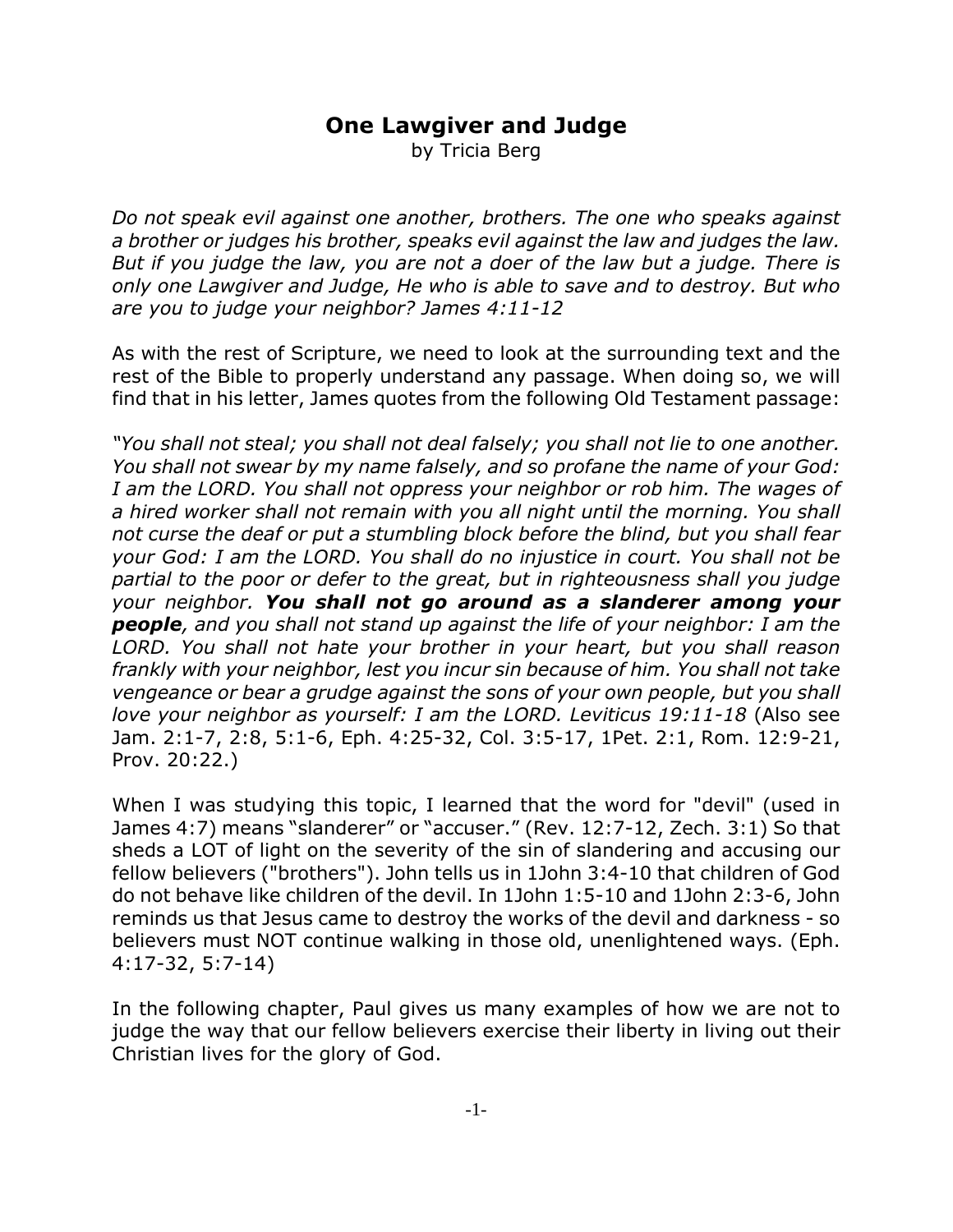# One Lawgiver and Judge

by Tricia Berg

*Do not speak evil against one another, brothers. The one who speaks against a brother or judges his brother, speaks evil against the law and judges the law. But if you judge the law, you are not a doer of the law but a judge. There is only one Lawgiver and Judge, He who is able to save and to destroy. But who are you to judge your neighbor? James 4:11-12*

As with the rest of Scripture, we need to look at the surrounding text and the rest of the Bible to properly understand any passage. When doing so, we will find that in his letter, James quotes from the following Old Testament passage:

*"You shall not steal; you shall not deal falsely; you shall not lie to one another. You shall not swear by my name falsely, and so profane the name of your God: I am the LORD. You shall not oppress your neighbor or rob him. The wages of a hired worker shall not remain with you all night until the morning. You shall not curse the deaf or put a stumbling block before the blind, but you shall fear your God: I am the LORD. You shall do no injustice in court. You shall not be partial to the poor or defer to the great, but in righteousness shall you judge your neighbor.* ***You shall not go around as a slanderer among your people****, and you shall not stand up against the life of your neighbor: I am the LORD. You shall not hate your brother in your heart, but you shall reason frankly with your neighbor, lest you incur sin because of him. You shall not take vengeance or bear a grudge against the sons of your own people, but you shall love your neighbor as yourself: I am the LORD. Leviticus 19:11-18* (Also see Jam. 2:1-7, 2:8, 5:1-6, Eph. 4:25-32, Col. 3:5-17, 1Pet. 2:1, Rom. 12:9-21, Prov. 20:22.)

When I was studying this topic, I learned that the word for "devil" (used in James 4:7) means "slanderer" or "accuser." (Rev. 12:7-12, Zech. 3:1) So that sheds a LOT of light on the severity of the sin of slandering and accusing our fellow believers ("brothers"). John tells us in 1John 3:4-10 that children of God do not behave like children of the devil. In 1John 1:5-10 and 1John 2:3-6, John reminds us that Jesus came to destroy the works of the devil and darkness - so believers must NOT continue walking in those old, unenlightened ways. (Eph. 4:17-32, 5:7-14)

In the following chapter, Paul gives us many examples of how we are not to judge the way that our fellow believers exercise their liberty in living out their Christian lives for the glory of God.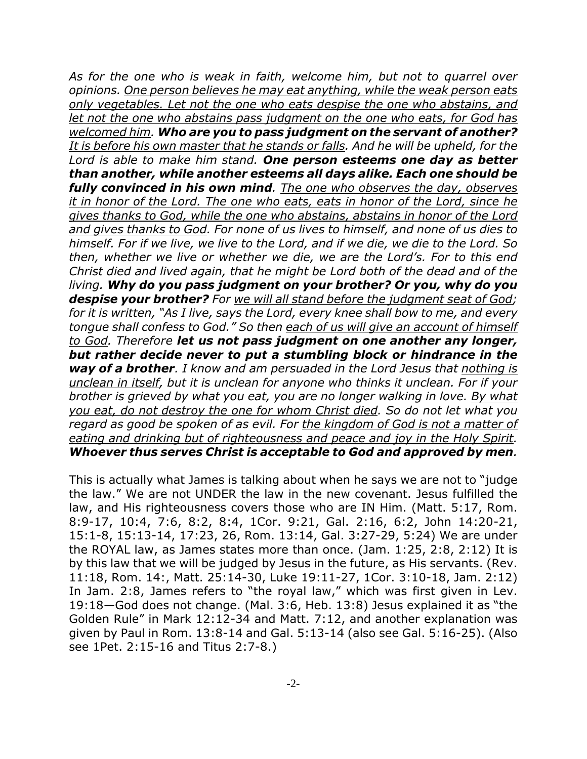*As for the one who is weak in faith, welcome him, but not to quarrel over opinions. <u>One person believes he may eat anything, while the weak person eats only vegetables. Let not the one who eats despise the one who abstains, and let not the one who abstains pass judgment on the one who eats, for God has welcomed him</u>.* ***Who are you to pass judgment on the servant of another?*** *<u>It is before his own master that he stands or falls</u>. And he will be upheld, for the Lord is able to make him stand.* ***One person esteems one day as better than another, while another esteems all days alike. Each one should be fully convinced in his own mind****. <u>The one who observes the day, observes it in honor of the Lord. The one who eats, eats in honor of the Lord, since he gives thanks to God, while the one who abstains, abstains in honor of the Lord and gives thanks to God</u>. For none of us lives to himself, and none of us dies to himself. For if we live, we live to the Lord, and if we die, we die to the Lord. So then, whether we live or whether we die, we are the Lord's. For to this end Christ died and lived again, that he might be Lord both of the dead and of the living.* ***Why do you pass judgment on your brother? Or you, why do you despise your brother?*** *For <u>we will all stand before the judgment seat of God</u>; for it is written, "As I live, says the Lord, every knee shall bow to me, and every tongue shall confess to God." So then <u>each of us will give an account of himself to God</u>. Therefore* ***let us not pass judgment on one another any longer, but rather decide never to put a <u>stumbling block or hindrance</u> in the way of a brother****. I know and am persuaded in the Lord Jesus that <u>nothing is unclean in itself,</u> but it is unclean for anyone who thinks it unclean. For if your brother is grieved by what you eat, you are no longer walking in love. <u>By what you eat, do not destroy the one for whom Christ died</u>. So do not let what you regard as good be spoken of as evil. For <u>the kingdom of God is not a matter of eating and drinking but of righteousness and peace and joy in the Holy Spirit</u>.* ***Whoever thus serves Christ is acceptable to God and approved by men****.*

This is actually what James is talking about when he says we are not to "judge the law." We are not UNDER the law in the new covenant. Jesus fulfilled the law, and His righteousness covers those who are IN Him. (Matt. 5:17, Rom. 8:9-17, 10:4, 7:6, 8:2, 8:4, 1Cor. 9:21, Gal. 2:16, 6:2, John 14:20-21, 15:1-8, 15:13-14, 17:23, 26, Rom. 13:14, Gal. 3:27-29, 5:24) We are under the ROYAL law, as James states more than once. (Jam. 1:25, 2:8, 2:12) It is by <u>this</u> law that we will be judged by Jesus in the future, as His servants. (Rev. 11:18, Rom. 14:, Matt. 25:14-30, Luke 19:11-27, 1Cor. 3:10-18, Jam. 2:12) In Jam. 2:8, James refers to "the royal law," which was first given in Lev. 19:18—God does not change. (Mal. 3:6, Heb. 13:8) Jesus explained it as "the Golden Rule" in Mark 12:12-34 and Matt. 7:12, and another explanation was given by Paul in Rom. 13:8-14 and Gal. 5:13-14 (also see Gal. 5:16-25). (Also see 1Pet. 2:15-16 and Titus 2:7-8.)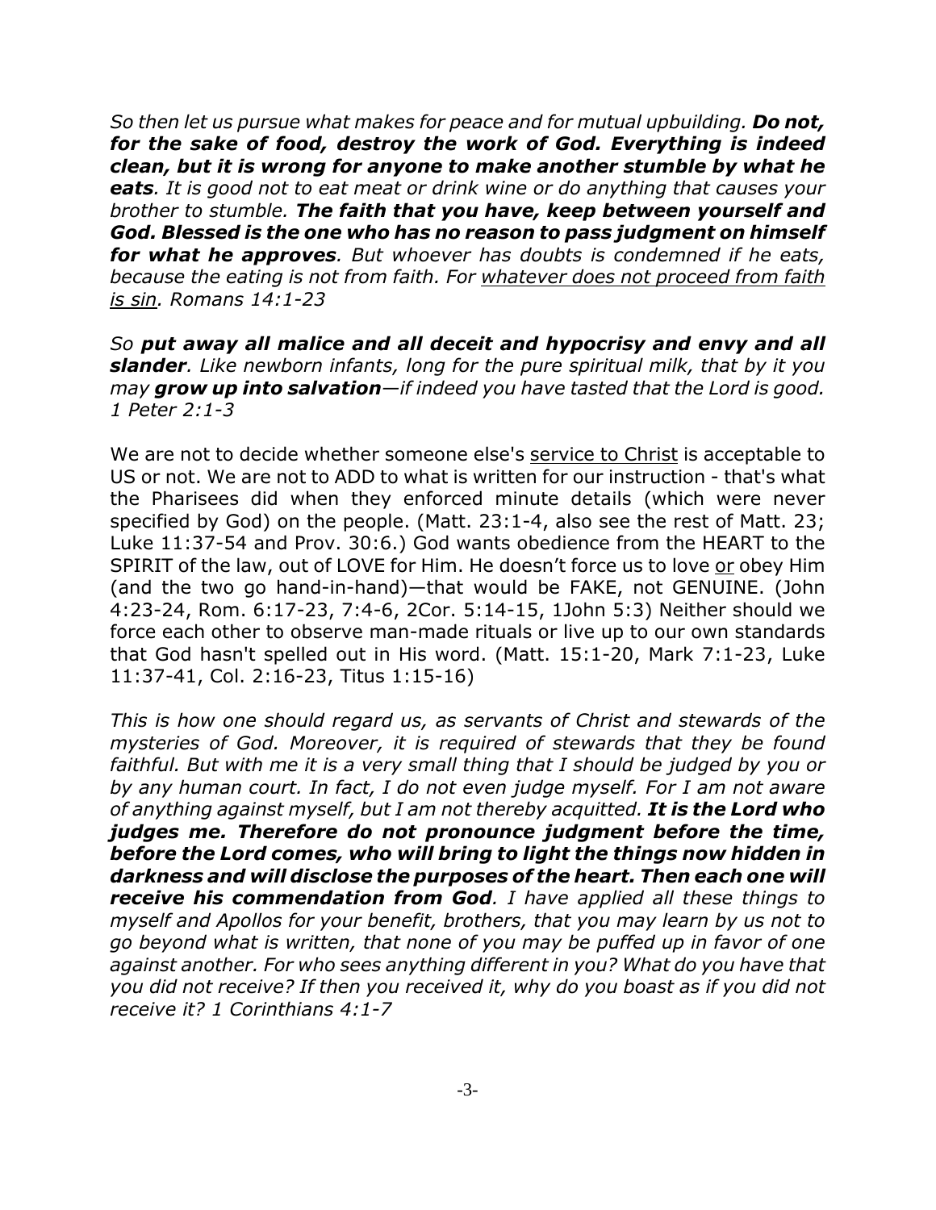*So then let us pursue what makes for peace and for mutual upbuilding.* ***Do not, for the sake of food, destroy the work of God. Everything is indeed clean, but it is wrong for anyone to make another stumble by what he eats****. It is good not to eat meat or drink wine or do anything that causes your brother to stumble.* ***The faith that you have, keep between yourself and God. Blessed is the one who has no reason to pass judgment on himself for what he approves****. But whoever has doubts is condemned if he eats, because the eating is not from faith. For <u>whatever does not proceed from faith is sin</u>. Romans 14:1-23*

*So* ***put away all malice and all deceit and hypocrisy and envy and all slander****. Like newborn infants, long for the pure spiritual milk, that by it you may* ***grow up into salvation****—if indeed you have tasted that the Lord is good. 1 Peter 2:1-3*

We are not to decide whether someone else's <u>service to Christ</u> is acceptable to US or not. We are not to ADD to what is written for our instruction - that's what the Pharisees did when they enforced minute details (which were never specified by God) on the people. (Matt. 23:1-4, also see the rest of Matt. 23; Luke 11:37-54 and Prov. 30:6.) God wants obedience from the HEART to the SPIRIT of the law, out of LOVE for Him. He doesn't force us to love <u>or</u> obey Him (and the two go hand-in-hand)—that would be FAKE, not GENUINE. (John 4:23-24, Rom. 6:17-23, 7:4-6, 2Cor. 5:14-15, 1John 5:3) Neither should we force each other to observe man-made rituals or live up to our own standards that God hasn't spelled out in His word. (Matt. 15:1-20, Mark 7:1-23, Luke 11:37-41, Col. 2:16-23, Titus 1:15-16)

*This is how one should regard us, as servants of Christ and stewards of the mysteries of God. Moreover, it is required of stewards that they be found faithful. But with me it is a very small thing that I should be judged by you or by any human court. In fact, I do not even judge myself. For I am not aware of anything against myself, but I am not thereby acquitted.* ***It is the Lord who judges me. Therefore do not pronounce judgment before the time, before the Lord comes, who will bring to light the things now hidden in darkness and will disclose the purposes of the heart. Then each one will receive his commendation from God****. I have applied all these things to myself and Apollos for your benefit, brothers, that you may learn by us not to go beyond what is written, that none of you may be puffed up in favor of one against another. For who sees anything different in you? What do you have that you did not receive? If then you received it, why do you boast as if you did not receive it? 1 Corinthians 4:1-7*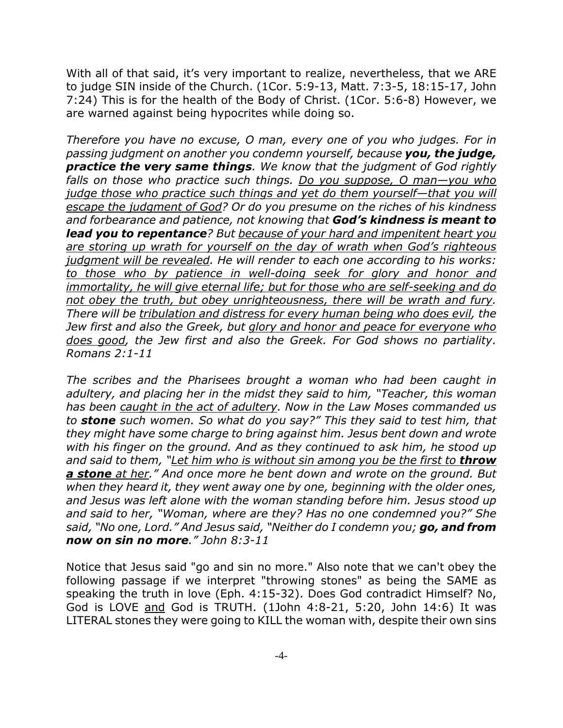With all of that said, it's very important to realize, nevertheless, that we ARE to judge SIN inside of the Church. (1Cor. 5:9-13, Matt. 7:3-5, 18:15-17, John 7:24) This is for the health of the Body of Christ. (1Cor. 5:6-8) However, we are warned against being hypocrites while doing so.

*Therefore you have no excuse, O man, every one of you who judges. For in passing judgment on another you condemn yourself, because **you, the judge, practice the very same things**. We know that the judgment of God rightly falls on those who practice such things. <u>Do you suppose, O man—you who judge those who practice such things and yet do them yourself—that you will escape the judgment of God</u>? Or do you presume on the riches of his kindness and forbearance and patience, not knowing that **God's kindness is meant to lead you to repentance**? But <u>because of your hard and impenitent heart you are storing up wrath for yourself on the day of wrath when God's righteous judgment will be revealed</u>. He will render to each one according to his works: <u>to those who by patience in well-doing seek for glory and honor and immortality, he will give eternal life; but for those who are self-seeking and do not obey the truth, but obey unrighteousness, there will be wrath and fury</u>. There will be <u>tribulation and distress for every human being who does evil</u>, the Jew first and also the Greek, but <u>glory and honor and peace for everyone who does good</u>, the Jew first and also the Greek. For God shows no partiality. Romans 2:1-11*

*The scribes and the Pharisees brought a woman who had been caught in adultery, and placing her in the midst they said to him, "Teacher, this woman has been <u>caught in the act of adultery</u>. Now in the Law Moses commanded us to **stone** such women. So what do you say?" This they said to test him, that they might have some charge to bring against him. Jesus bent down and wrote with his finger on the ground. And as they continued to ask him, he stood up and said to them, "<u>Let him who is without sin among you be the first to **throw a stone** at her</u>." And once more he bent down and wrote on the ground. But when they heard it, they went away one by one, beginning with the older ones, and Jesus was left alone with the woman standing before him. Jesus stood up and said to her, "Woman, where are they? Has no one condemned you?" She said, "No one, Lord." And Jesus said, "Neither do I condemn you; **go, and from now on sin no more**." John 8:3-11*

Notice that Jesus said "go and sin no more." Also note that we can't obey the following passage if we interpret "throwing stones" as being the SAME as speaking the truth in love (Eph. 4:15-32). Does God contradict Himself? No, God is LOVE <u>and</u> God is TRUTH. (1John 4:8-21, 5:20, John 14:6) It was LITERAL stones they were going to KILL the woman with, despite their own sins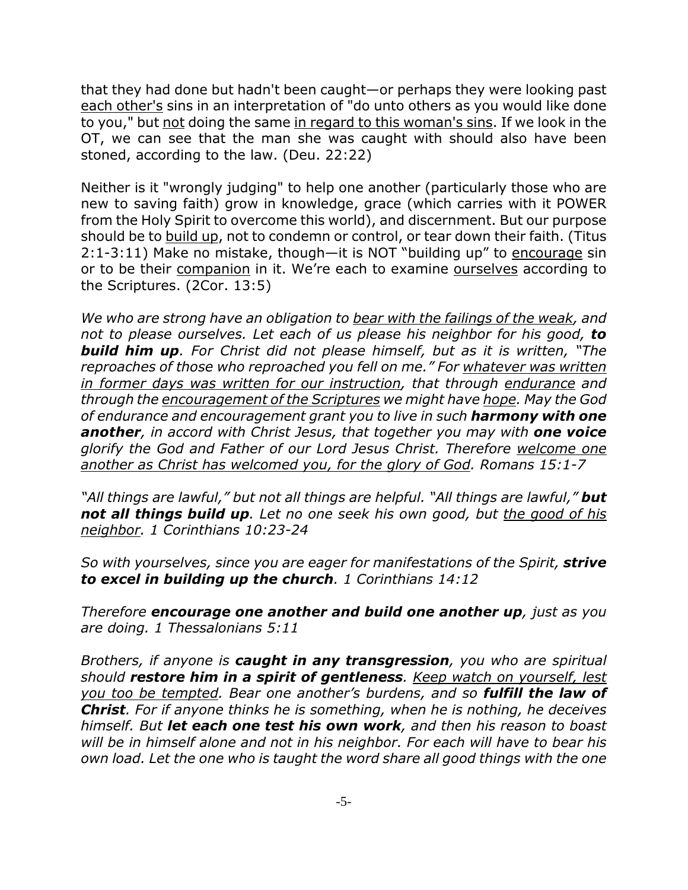that they had done but hadn't been caught—or perhaps they were looking past <u>each other's</u> sins in an interpretation of "do unto others as you would like done to you," but <u>not</u> doing the same <u>in regard to this woman's sins</u>. If we look in the OT, we can see that the man she was caught with should also have been stoned, according to the law. (Deu. 22:22)

Neither is it "wrongly judging" to help one another (particularly those who are new to saving faith) grow in knowledge, grace (which carries with it POWER from the Holy Spirit to overcome this world), and discernment. But our purpose should be to <u>build up</u>, not to condemn or control, or tear down their faith. (Titus 2:1-3:11) Make no mistake, though—it is NOT "building up" to <u>encourage</u> sin or to be their <u>companion</u> in it. We're each to examine <u>ourselves</u> according to the Scriptures. (2Cor. 13:5)

*We who are strong have an obligation to <u>bear with the failings of the weak</u>, and not to please ourselves. Let each of us please his neighbor for his good, **to build him up**. For Christ did not please himself, but as it is written, "The reproaches of those who reproached you fell on me." For <u>whatever was written in former days was written for our instruction</u>, that through <u>endurance</u> and through the <u>encouragement of the Scriptures</u> we might have <u>hope</u>. May the God of endurance and encouragement grant you to live in such **harmony with one another**, in accord with Christ Jesus, that together you may with **one voice** glorify the God and Father of our Lord Jesus Christ. Therefore <u>welcome one another as Christ has welcomed you, for the glory of God</u>. Romans 15:1-7*

*"All things are lawful," but not all things are helpful. "All things are lawful," **but not all things build up**. Let no one seek his own good, but <u>the good of his neighbor</u>. 1 Corinthians 10:23-24*

*So with yourselves, since you are eager for manifestations of the Spirit, **strive to excel in building up the church**. 1 Corinthians 14:12*

*Therefore **encourage one another and build one another up**, just as you are doing. 1 Thessalonians 5:11*

*Brothers, if anyone is **caught in any transgression**, you who are spiritual should **restore him in a spirit of gentleness**. <u>Keep watch on yourself, lest you too be tempted</u>. Bear one another's burdens, and so **fulfill the law of Christ**. For if anyone thinks he is something, when he is nothing, he deceives himself. But **let each one test his own work**, and then his reason to boast will be in himself alone and not in his neighbor. For each will have to bear his own load. Let the one who is taught the word share all good things with the one*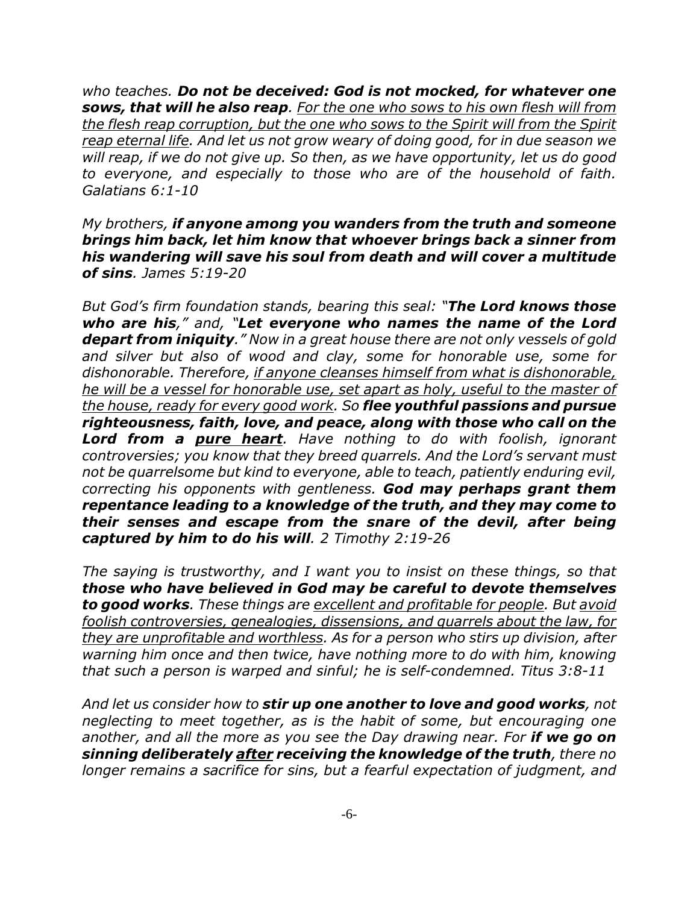*who teaches. **Do not be deceived: God is not mocked, for whatever one sows, that will he also reap**. <u>For the one who sows to his own flesh will from the flesh reap corruption, but the one who sows to the Spirit will from the Spirit reap eternal life</u>. And let us not grow weary of doing good, for in due season we will reap, if we do not give up. So then, as we have opportunity, let us do good to everyone, and especially to those who are of the household of faith. Galatians 6:1-10*

*My brothers, **if anyone among you wanders from the truth and someone brings him back, let him know that whoever brings back a sinner from his wandering will save his soul from death and will cover a multitude of sins**. James 5:19-20*

*But God's firm foundation stands, bearing this seal: "**The Lord knows those who are his**," and, "**Let everyone who names the name of the Lord depart from iniquity**." Now in a great house there are not only vessels of gold and silver but also of wood and clay, some for honorable use, some for dishonorable. Therefore, <u>if anyone cleanses himself from what is dishonorable, he will be a vessel for honorable use, set apart as holy, useful to the master of the house, ready for every good work</u>. So **flee youthful passions and pursue righteousness, faith, love, and peace, along with those who call on the Lord from a <u>pure heart</u>**. Have nothing to do with foolish, ignorant controversies; you know that they breed quarrels. And the Lord's servant must not be quarrelsome but kind to everyone, able to teach, patiently enduring evil, correcting his opponents with gentleness. **God may perhaps grant them repentance leading to a knowledge of the truth, and they may come to their senses and escape from the snare of the devil, after being captured by him to do his will**. 2 Timothy 2:19-26*

*The saying is trustworthy, and I want you to insist on these things, so that **those who have believed in God may be careful to devote themselves to good works**. These things are <u>excellent and profitable for people</u>. But <u>avoid foolish controversies, genealogies, dissensions, and quarrels about the law, for they are unprofitable and worthless</u>. As for a person who stirs up division, after warning him once and then twice, have nothing more to do with him, knowing that such a person is warped and sinful; he is self-condemned. Titus 3:8-11*

*And let us consider how to **stir up one another to love and good works**, not neglecting to meet together, as is the habit of some, but encouraging one another, and all the more as you see the Day drawing near. For **if we go on sinning deliberately <u>after</u> receiving the knowledge of the truth**, there no longer remains a sacrifice for sins, but a fearful expectation of judgment, and*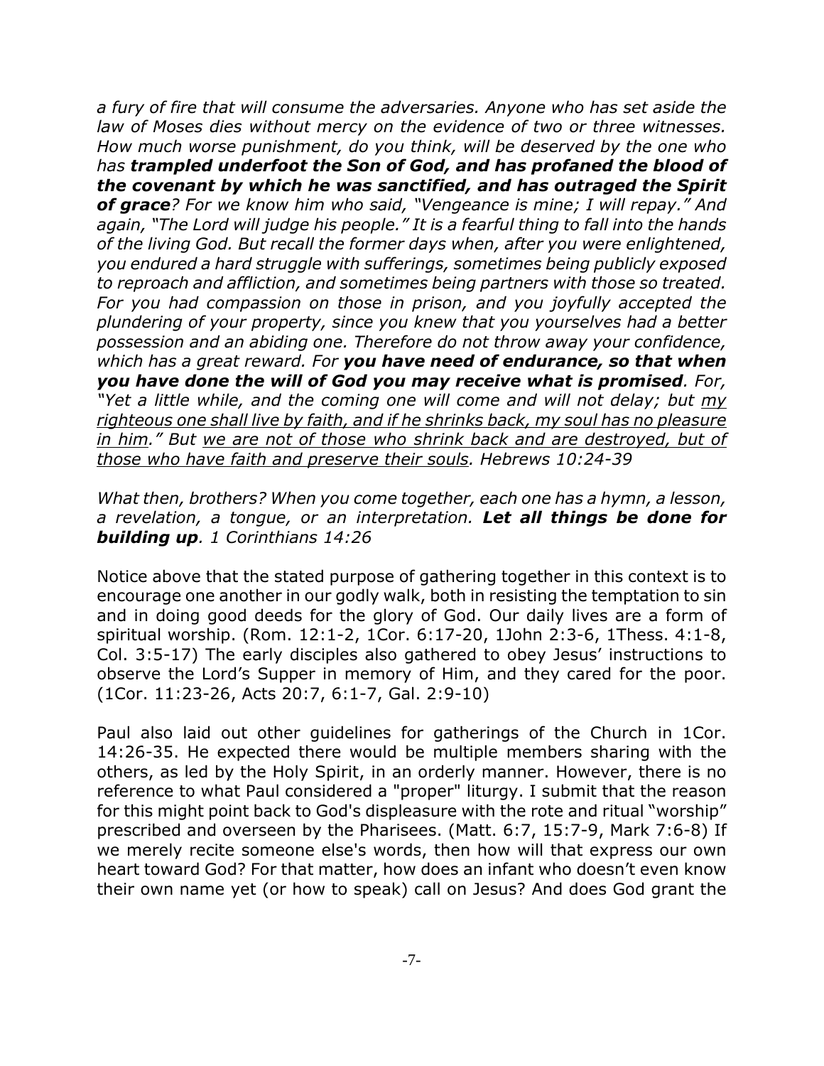*a fury of fire that will consume the adversaries. Anyone who has set aside the law of Moses dies without mercy on the evidence of two or three witnesses. How much worse punishment, do you think, will be deserved by the one who has* ***trampled underfoot the Son of God, and has profaned the blood of the covenant by which he was sanctified, and has outraged the Spirit of grace****? For we know him who said, "Vengeance is mine; I will repay." And again, "The Lord will judge his people." It is a fearful thing to fall into the hands of the living God. But recall the former days when, after you were enlightened, you endured a hard struggle with sufferings, sometimes being publicly exposed to reproach and affliction, and sometimes being partners with those so treated. For you had compassion on those in prison, and you joyfully accepted the plundering of your property, since you knew that you yourselves had a better possession and an abiding one. Therefore do not throw away your confidence, which has a great reward. For* ***you have need of endurance, so that when you have done the will of God you may receive what is promised****. For, "Yet a little while, and the coming one will come and will not delay; but <u>my righteous one shall live by faith, and if he shrinks back, my soul has no pleasure in him</u>." But <u>we are not of those who shrink back and are destroyed, but of those who have faith and preserve their souls</u>. Hebrews 10:24-39*

*What then, brothers? When you come together, each one has a hymn, a lesson, a revelation, a tongue, or an interpretation.* ***Let all things be done for building up****. 1 Corinthians 14:26*

Notice above that the stated purpose of gathering together in this context is to encourage one another in our godly walk, both in resisting the temptation to sin and in doing good deeds for the glory of God. Our daily lives are a form of spiritual worship. (Rom. 12:1-2, 1Cor. 6:17-20, 1John 2:3-6, 1Thess. 4:1-8, Col. 3:5-17) The early disciples also gathered to obey Jesus' instructions to observe the Lord's Supper in memory of Him, and they cared for the poor. (1Cor. 11:23-26, Acts 20:7, 6:1-7, Gal. 2:9-10)

Paul also laid out other guidelines for gatherings of the Church in 1Cor. 14:26-35. He expected there would be multiple members sharing with the others, as led by the Holy Spirit, in an orderly manner. However, there is no reference to what Paul considered a "proper" liturgy. I submit that the reason for this might point back to God's displeasure with the rote and ritual "worship" prescribed and overseen by the Pharisees. (Matt. 6:7, 15:7-9, Mark 7:6-8) If we merely recite someone else's words, then how will that express our own heart toward God? For that matter, how does an infant who doesn't even know their own name yet (or how to speak) call on Jesus? And does God grant the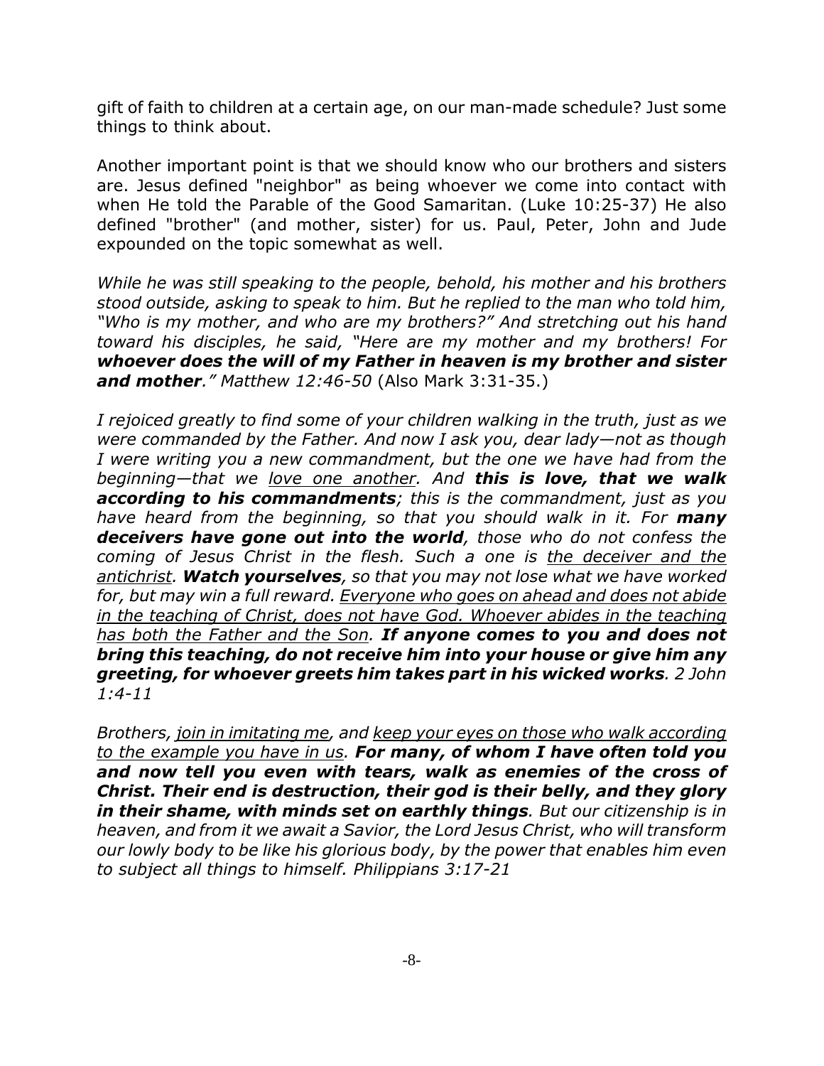gift of faith to children at a certain age, on our man-made schedule? Just some things to think about.

Another important point is that we should know who our brothers and sisters are. Jesus defined "neighbor" as being whoever we come into contact with when He told the Parable of the Good Samaritan. (Luke 10:25-37) He also defined "brother" (and mother, sister) for us. Paul, Peter, John and Jude expounded on the topic somewhat as well.

*While he was still speaking to the people, behold, his mother and his brothers stood outside, asking to speak to him. But he replied to the man who told him, "Who is my mother, and who are my brothers?" And stretching out his hand toward his disciples, he said, "Here are my mother and my brothers! For **whoever does the will of my Father in heaven is my brother and sister and mother**." Matthew 12:46-50* (Also Mark 3:31-35.)

*I rejoiced greatly to find some of your children walking in the truth, just as we were commanded by the Father. And now I ask you, dear lady—not as though I were writing you a new commandment, but the one we have had from the beginning—that we <u>love one another</u>. And **this is love, that we walk according to his commandments**; this is the commandment, just as you have heard from the beginning, so that you should walk in it. For **many deceivers have gone out into the world**, those who do not confess the coming of Jesus Christ in the flesh. Such a one is <u>the deceiver and the antichrist</u>. **Watch yourselves**, so that you may not lose what we have worked for, but may win a full reward. <u>Everyone who goes on ahead and does not abide in the teaching of Christ, does not have God. Whoever abides in the teaching has both the Father and the Son</u>. **If anyone comes to you and does not bring this teaching, do not receive him into your house or give him any greeting, for whoever greets him takes part in his wicked works**. 2 John 1:4-11*

*Brothers, <u>join in imitating me</u>, and <u>keep your eyes on those who walk according to the example you have in us</u>. **For many, of whom I have often told you and now tell you even with tears, walk as enemies of the cross of Christ. Their end is destruction, their god is their belly, and they glory in their shame, with minds set on earthly things**. But our citizenship is in heaven, and from it we await a Savior, the Lord Jesus Christ, who will transform our lowly body to be like his glorious body, by the power that enables him even to subject all things to himself. Philippians 3:17-21*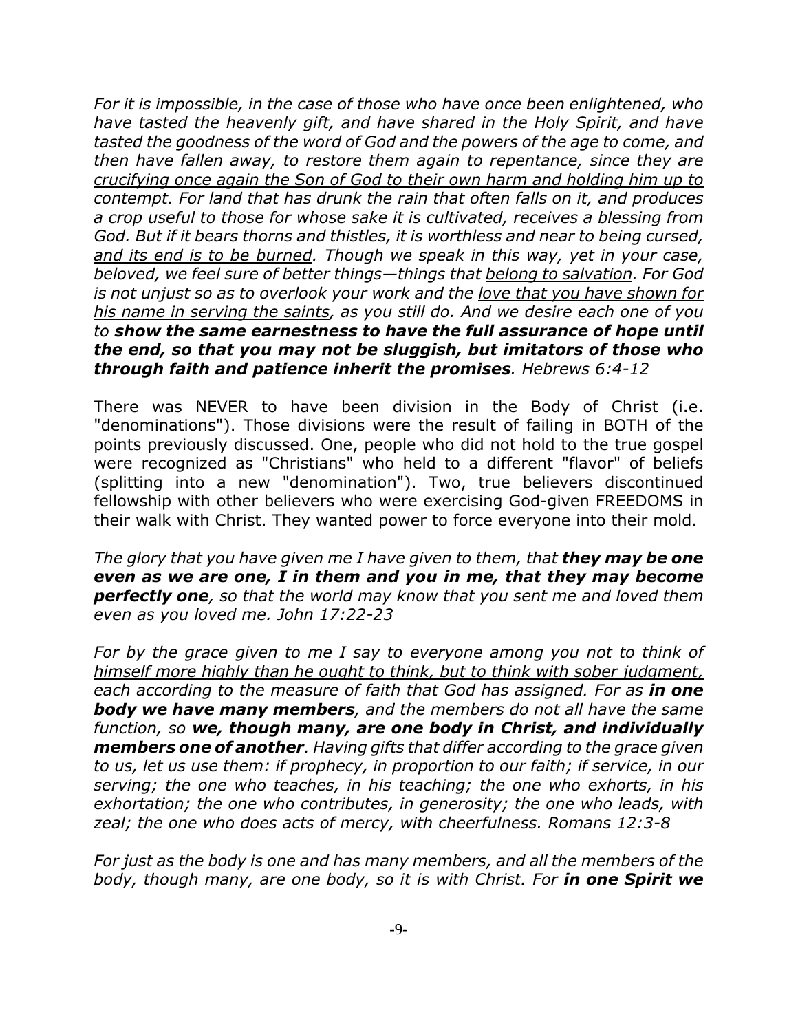*For it is impossible, in the case of those who have once been enlightened, who have tasted the heavenly gift, and have shared in the Holy Spirit, and have tasted the goodness of the word of God and the powers of the age to come, and then have fallen away, to restore them again to repentance, since they are <u>crucifying once again the Son of God to their own harm and holding him up to contempt</u>. For land that has drunk the rain that often falls on it, and produces a crop useful to those for whose sake it is cultivated, receives a blessing from God. But <u>if it bears thorns and thistles, it is worthless and near to being cursed, and its end is to be burned</u>. Though we speak in this way, yet in your case, beloved, we feel sure of better things—things that <u>belong to salvation</u>. For God is not unjust so as to overlook your work and the <u>love that you have shown for his name in serving the saints</u>, as you still do. And we desire each one of you to **show the same earnestness to have the full assurance of hope until the end, so that you may not be sluggish, but imitators of those who through faith and patience inherit the promises**. Hebrews 6:4-12*

There was NEVER to have been division in the Body of Christ (i.e. "denominations"). Those divisions were the result of failing in BOTH of the points previously discussed. One, people who did not hold to the true gospel were recognized as "Christians" who held to a different "flavor" of beliefs (splitting into a new "denomination"). Two, true believers discontinued fellowship with other believers who were exercising God-given FREEDOMS in their walk with Christ. They wanted power to force everyone into their mold.

*The glory that you have given me I have given to them, that **they may be one even as we are one, I in them and you in me, that they may become perfectly one**, so that the world may know that you sent me and loved them even as you loved me. John 17:22-23*

*For by the grace given to me I say to everyone among you <u>not to think of himself more highly than he ought to think, but to think with sober judgment, each according to the measure of faith that God has assigned</u>. For as **in one body we have many members**, and the members do not all have the same function, so **we, though many, are one body in Christ, and individually members one of another**. Having gifts that differ according to the grace given to us, let us use them: if prophecy, in proportion to our faith; if service, in our serving; the one who teaches, in his teaching; the one who exhorts, in his exhortation; the one who contributes, in generosity; the one who leads, with zeal; the one who does acts of mercy, with cheerfulness. Romans 12:3-8*

*For just as the body is one and has many members, and all the members of the body, though many, are one body, so it is with Christ. For **in one Spirit we***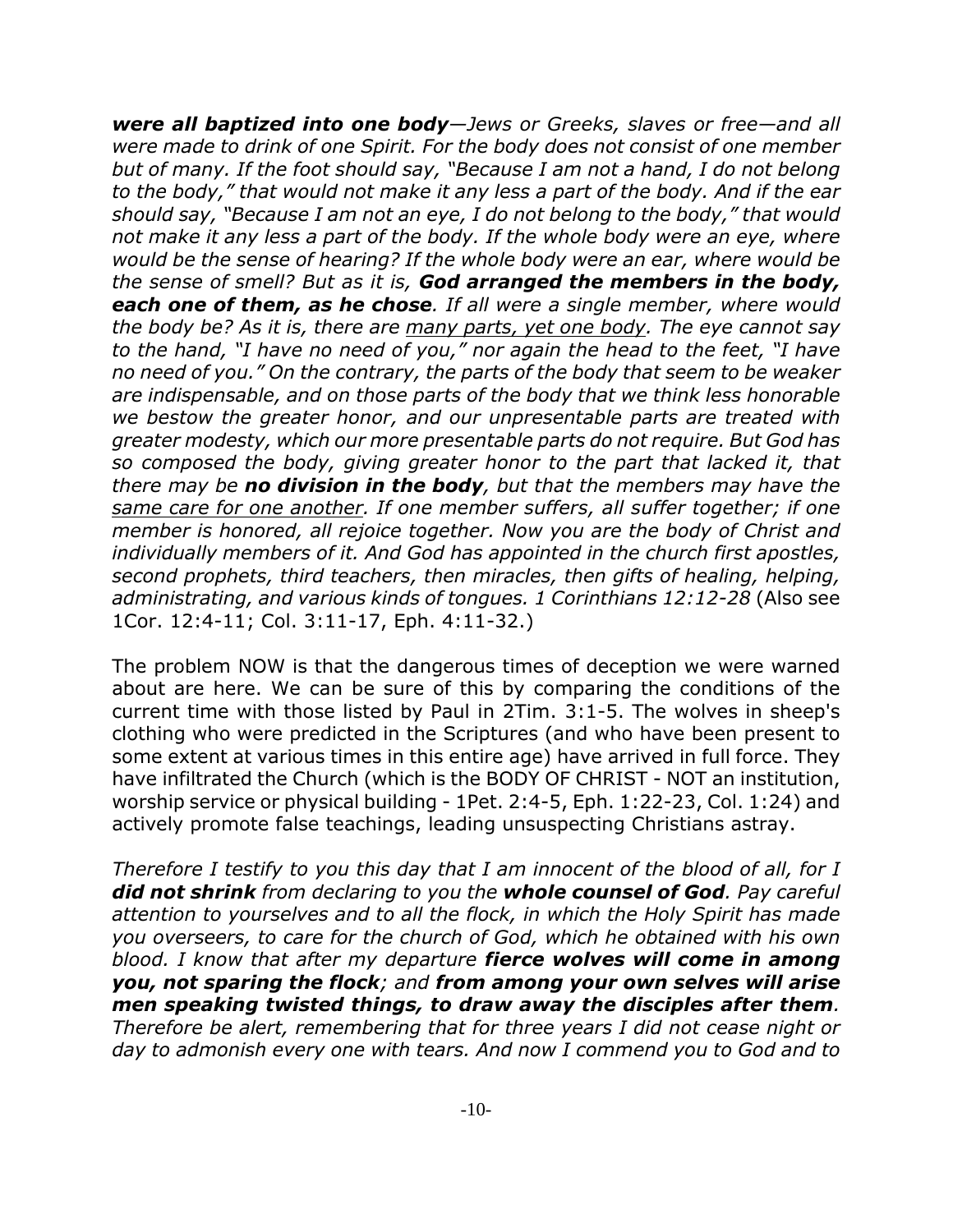*__were all baptized into one body__—Jews or Greeks, slaves or free—and all were made to drink of one Spirit. For the body does not consist of one member but of many. If the foot should say, "Because I am not a hand, I do not belong to the body," that would not make it any less a part of the body. And if the ear should say, "Because I am not an eye, I do not belong to the body," that would not make it any less a part of the body. If the whole body were an eye, where would be the sense of hearing? If the whole body were an ear, where would be the sense of smell? But as it is, __God arranged the members in the body, each one of them, as he chose__. If all were a single member, where would the body be? As it is, there are <u>many parts, yet one body</u>. The eye cannot say to the hand, "I have no need of you," nor again the head to the feet, "I have no need of you." On the contrary, the parts of the body that seem to be weaker are indispensable, and on those parts of the body that we think less honorable we bestow the greater honor, and our unpresentable parts are treated with greater modesty, which our more presentable parts do not require. But God has so composed the body, giving greater honor to the part that lacked it, that there may be __no division in the body__, but that the members may have the <u>same care for one another</u>. If one member suffers, all suffer together; if one member is honored, all rejoice together. Now you are the body of Christ and individually members of it. And God has appointed in the church first apostles, second prophets, third teachers, then miracles, then gifts of healing, helping, administrating, and various kinds of tongues. 1 Corinthians 12:12-28* (Also see 1Cor. 12:4-11; Col. 3:11-17, Eph. 4:11-32.)

The problem NOW is that the dangerous times of deception we were warned about are here. We can be sure of this by comparing the conditions of the current time with those listed by Paul in 2Tim. 3:1-5. The wolves in sheep's clothing who were predicted in the Scriptures (and who have been present to some extent at various times in this entire age) have arrived in full force. They have infiltrated the Church (which is the BODY OF CHRIST - NOT an institution, worship service or physical building - 1Pet. 2:4-5, Eph. 1:22-23, Col. 1:24) and actively promote false teachings, leading unsuspecting Christians astray.

*Therefore I testify to you this day that I am innocent of the blood of all, for I __did not shrink__ from declaring to you the __whole counsel of God__. Pay careful attention to yourselves and to all the flock, in which the Holy Spirit has made you overseers, to care for the church of God, which he obtained with his own blood. I know that after my departure __fierce wolves will come in among you, not sparing the flock__; and __from among your own selves will arise men speaking twisted things, to draw away the disciples after them__. Therefore be alert, remembering that for three years I did not cease night or day to admonish every one with tears. And now I commend you to God and to*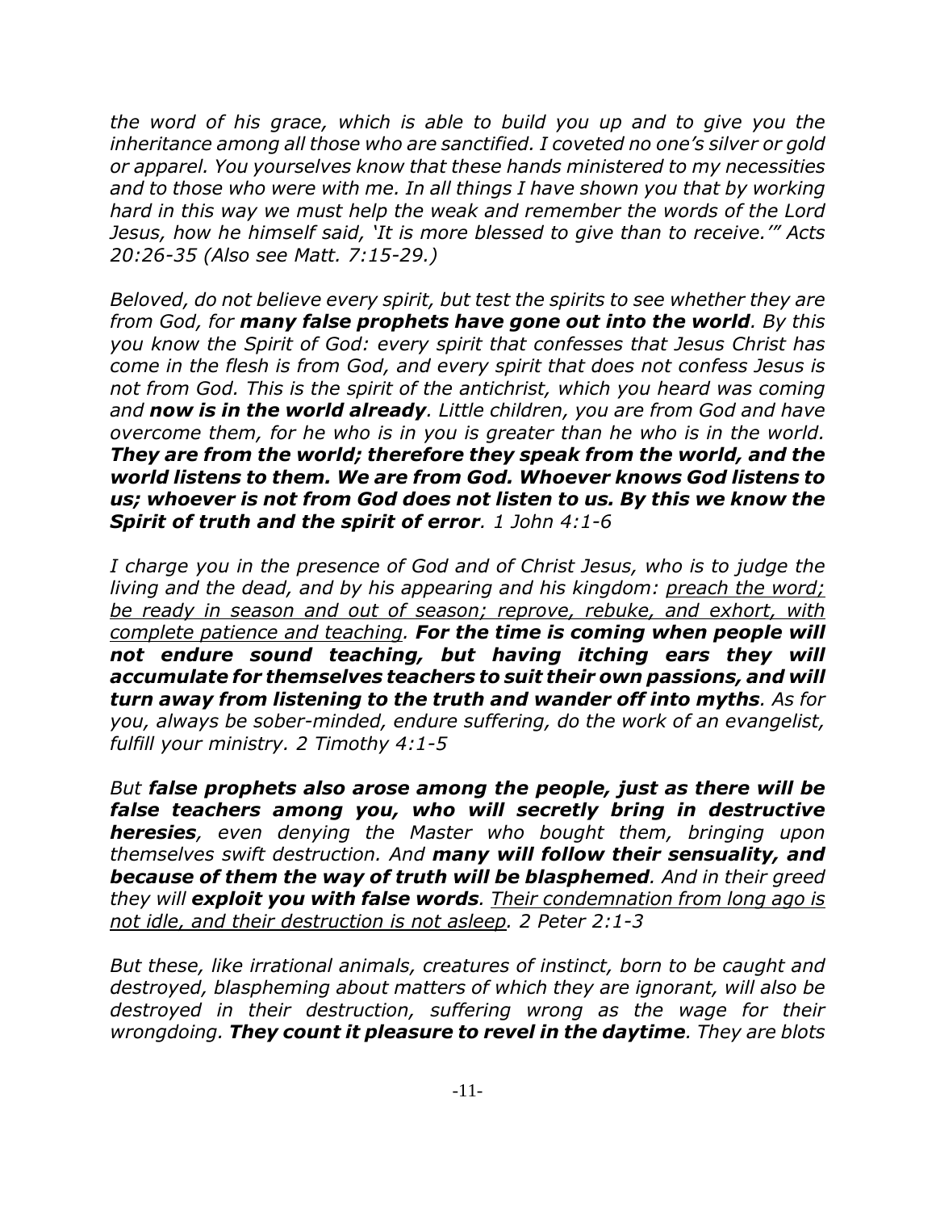*the word of his grace, which is able to build you up and to give you the inheritance among all those who are sanctified. I coveted no one's silver or gold or apparel. You yourselves know that these hands ministered to my necessities and to those who were with me. In all things I have shown you that by working hard in this way we must help the weak and remember the words of the Lord Jesus, how he himself said, 'It is more blessed to give than to receive.'" Acts 20:26-35 (Also see Matt. 7:15-29.)*

*Beloved, do not believe every spirit, but test the spirits to see whether they are from God, for* ***many false prophets have gone out into the world****. By this you know the Spirit of God: every spirit that confesses that Jesus Christ has come in the flesh is from God, and every spirit that does not confess Jesus is not from God. This is the spirit of the antichrist, which you heard was coming and* ***now is in the world already****. Little children, you are from God and have overcome them, for he who is in you is greater than he who is in the world.* ***They are from the world; therefore they speak from the world, and the world listens to them. We are from God. Whoever knows God listens to us; whoever is not from God does not listen to us. By this we know the Spirit of truth and the spirit of error****. 1 John 4:1-6*

*I charge you in the presence of God and of Christ Jesus, who is to judge the living and the dead, and by his appearing and his kingdom: <u>preach the word; be ready in season and out of season; reprove, rebuke, and exhort, with complete patience and teaching</u>.* ***For the time is coming when people will not endure sound teaching, but having itching ears they will accumulate for themselves teachers to suit their own passions, and will turn away from listening to the truth and wander off into myths****. As for you, always be sober-minded, endure suffering, do the work of an evangelist, fulfill your ministry. 2 Timothy 4:1-5*

*But* ***false prophets also arose among the people, just as there will be false teachers among you, who will secretly bring in destructive heresies****, even denying the Master who bought them, bringing upon themselves swift destruction. And* ***many will follow their sensuality, and because of them the way of truth will be blasphemed****. And in their greed they will* ***exploit you with false words****. <u>Their condemnation from long ago is not idle, and their destruction is not asleep</u>. 2 Peter 2:1-3*

*But these, like irrational animals, creatures of instinct, born to be caught and destroyed, blaspheming about matters of which they are ignorant, will also be destroyed in their destruction, suffering wrong as the wage for their wrongdoing.* ***They count it pleasure to revel in the daytime****. They are blots*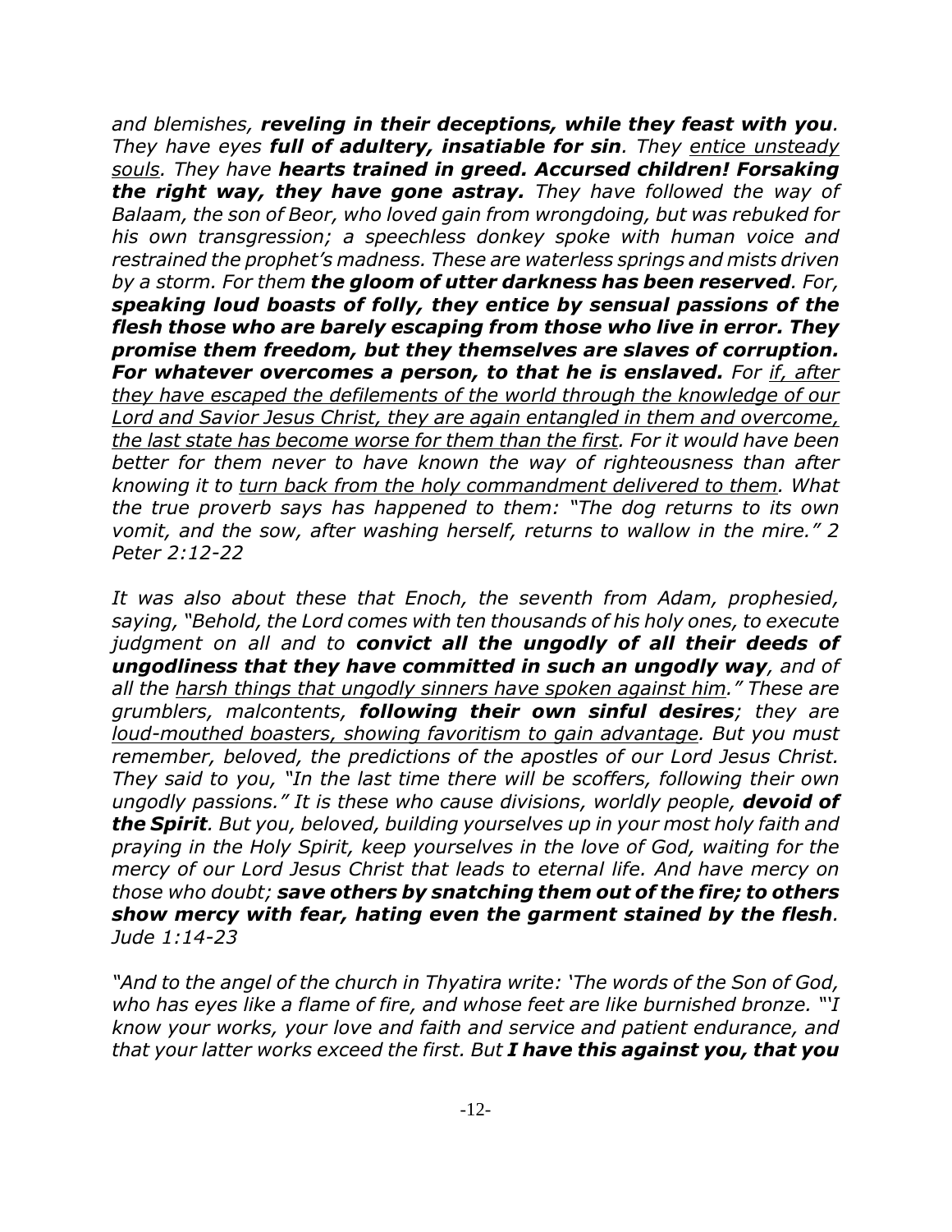*and blemishes, **reveling in their deceptions, while they feast with you**. They have eyes **full of adultery, insatiable for sin**. They <u>entice unsteady souls</u>. They have **hearts trained in greed. Accursed children! Forsaking the right way, they have gone astray.** They have followed the way of Balaam, the son of Beor, who loved gain from wrongdoing, but was rebuked for his own transgression; a speechless donkey spoke with human voice and restrained the prophet's madness. These are waterless springs and mists driven by a storm. For them **the gloom of utter darkness has been reserved**. For, **speaking loud boasts of folly, they entice by sensual passions of the flesh those who are barely escaping from those who live in error. They promise them freedom, but they themselves are slaves of corruption. For whatever overcomes a person, to that he is enslaved.** For <u>if, after they have escaped the defilements of the world through the knowledge of our Lord and Savior Jesus Christ, they are again entangled in them and overcome, the last state has become worse for them than the first</u>. For it would have been better for them never to have known the way of righteousness than after knowing it to <u>turn back from the holy commandment delivered to them</u>. What the true proverb says has happened to them: "The dog returns to its own vomit, and the sow, after washing herself, returns to wallow in the mire." 2 Peter 2:12-22*

*It was also about these that Enoch, the seventh from Adam, prophesied, saying, "Behold, the Lord comes with ten thousands of his holy ones, to execute judgment on all and to **convict all the ungodly of all their deeds of ungodliness that they have committed in such an ungodly way**, and of all the <u>harsh things that ungodly sinners have spoken against him</u>." These are grumblers, malcontents, **following their own sinful desires**; they are <u>loud-mouthed boasters, showing favoritism to gain advantage</u>. But you must remember, beloved, the predictions of the apostles of our Lord Jesus Christ. They said to you, "In the last time there will be scoffers, following their own ungodly passions." It is these who cause divisions, worldly people, **devoid of the Spirit**. But you, beloved, building yourselves up in your most holy faith and praying in the Holy Spirit, keep yourselves in the love of God, waiting for the mercy of our Lord Jesus Christ that leads to eternal life. And have mercy on those who doubt; **save others by snatching them out of the fire; to others show mercy with fear, hating even the garment stained by the flesh**. Jude 1:14-23*

*"And to the angel of the church in Thyatira write: 'The words of the Son of God, who has eyes like a flame of fire, and whose feet are like burnished bronze. "'I know your works, your love and faith and service and patient endurance, and that your latter works exceed the first. But **I have this against you, that you***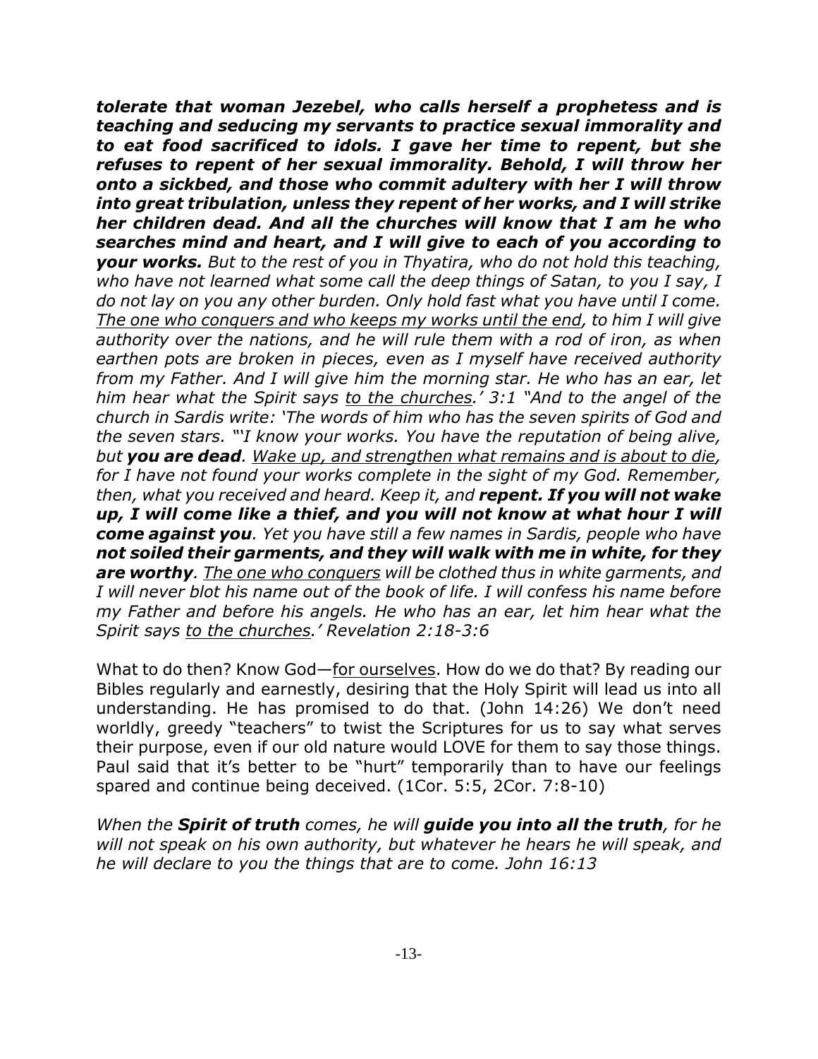***tolerate that woman Jezebel, who calls herself a prophetess and is teaching and seducing my servants to practice sexual immorality and to eat food sacrificed to idols. I gave her time to repent, but she refuses to repent of her sexual immorality. Behold, I will throw her onto a sickbed, and those who commit adultery with her I will throw into great tribulation, unless they repent of her works, and I will strike her children dead. And all the churches will know that I am he who searches mind and heart, and I will give to each of you according to your works.*** *But to the rest of you in Thyatira, who do not hold this teaching, who have not learned what some call the deep things of Satan, to you I say, I do not lay on you any other burden. Only hold fast what you have until I come.* <u>*The one who conquers and who keeps my works until the end*</u>*, to him I will give authority over the nations, and he will rule them with a rod of iron, as when earthen pots are broken in pieces, even as I myself have received authority from my Father. And I will give him the morning star. He who has an ear, let him hear what the Spirit says* <u>*to the churches*</u>*.' 3:1 "And to the angel of the church in Sardis write: 'The words of him who has the seven spirits of God and the seven stars. "'I know your works. You have the reputation of being alive, but* ***you are dead****.* <u>*Wake up, and strengthen what remains and is about to die*</u>*, for I have not found your works complete in the sight of my God. Remember, then, what you received and heard. Keep it, and* ***repent. If you will not wake up, I will come like a thief, and you will not know at what hour I will come against you****. Yet you have still a few names in Sardis, people who have* ***not soiled their garments, and they will walk with me in white, for they are worthy****.* <u>*The one who conquers*</u> *will be clothed thus in white garments, and I will never blot his name out of the book of life. I will confess his name before my Father and before his angels. He who has an ear, let him hear what the Spirit says* <u>*to the churches*</u>*.' Revelation 2:18-3:6*

What to do then? Know God—<u>for ourselves</u>. How do we do that? By reading our Bibles regularly and earnestly, desiring that the Holy Spirit will lead us into all understanding. He has promised to do that. (John 14:26) We don't need worldly, greedy "teachers" to twist the Scriptures for us to say what serves their purpose, even if our old nature would LOVE for them to say those things. Paul said that it's better to be "hurt" temporarily than to have our feelings spared and continue being deceived. (1Cor. 5:5, 2Cor. 7:8-10)

*When the* ***Spirit of truth*** *comes, he will* ***guide you into all the truth****, for he will not speak on his own authority, but whatever he hears he will speak, and he will declare to you the things that are to come. John 16:13*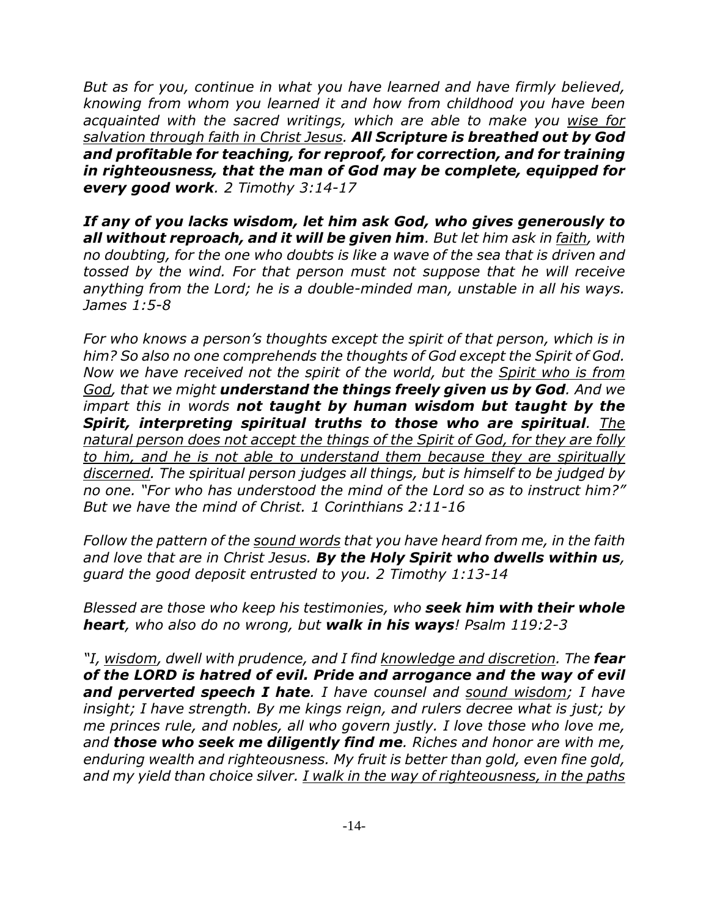*But as for you, continue in what you have learned and have firmly believed, knowing from whom you learned it and how from childhood you have been acquainted with the sacred writings, which are able to make you <u>wise for salvation through faith in Christ Jesus</u>. **All Scripture is breathed out by God and profitable for teaching, for reproof, for correction, and for training in righteousness, that the man of God may be complete, equipped for every good work**. 2 Timothy 3:14-17*

***If any of you lacks wisdom, let him ask God, who gives generously to all without reproach, and it will be given him**. But let him ask in <u>faith</u>, with no doubting, for the one who doubts is like a wave of the sea that is driven and tossed by the wind. For that person must not suppose that he will receive anything from the Lord; he is a double-minded man, unstable in all his ways. James 1:5-8*

*For who knows a person's thoughts except the spirit of that person, which is in him? So also no one comprehends the thoughts of God except the Spirit of God. Now we have received not the spirit of the world, but the <u>Spirit who is from God</u>, that we might **understand the things freely given us by God**. And we impart this in words **not taught by human wisdom but taught by the Spirit, interpreting spiritual truths to those who are spiritual**. <u>The natural person does not accept the things of the Spirit of God, for they are folly to him, and he is not able to understand them because they are spiritually discerned</u>. The spiritual person judges all things, but is himself to be judged by no one. "For who has understood the mind of the Lord so as to instruct him?" But we have the mind of Christ. 1 Corinthians 2:11-16*

*Follow the pattern of the <u>sound words</u> that you have heard from me, in the faith and love that are in Christ Jesus. **By the Holy Spirit who dwells within us**, guard the good deposit entrusted to you. 2 Timothy 1:13-14*

*Blessed are those who keep his testimonies, who **seek him with their whole heart**, who also do no wrong, but **walk in his ways**! Psalm 119:2-3*

*"I, <u>wisdom</u>, dwell with prudence, and I find <u>knowledge and discretion</u>. The **fear of the LORD is hatred of evil. Pride and arrogance and the way of evil and perverted speech I hate**. I have counsel and <u>sound wisdom</u>; I have insight; I have strength. By me kings reign, and rulers decree what is just; by me princes rule, and nobles, all who govern justly. I love those who love me, and **those who seek me diligently find me**. Riches and honor are with me, enduring wealth and righteousness. My fruit is better than gold, even fine gold, and my yield than choice silver. <u>I walk in the way of righteousness, in the paths</u>*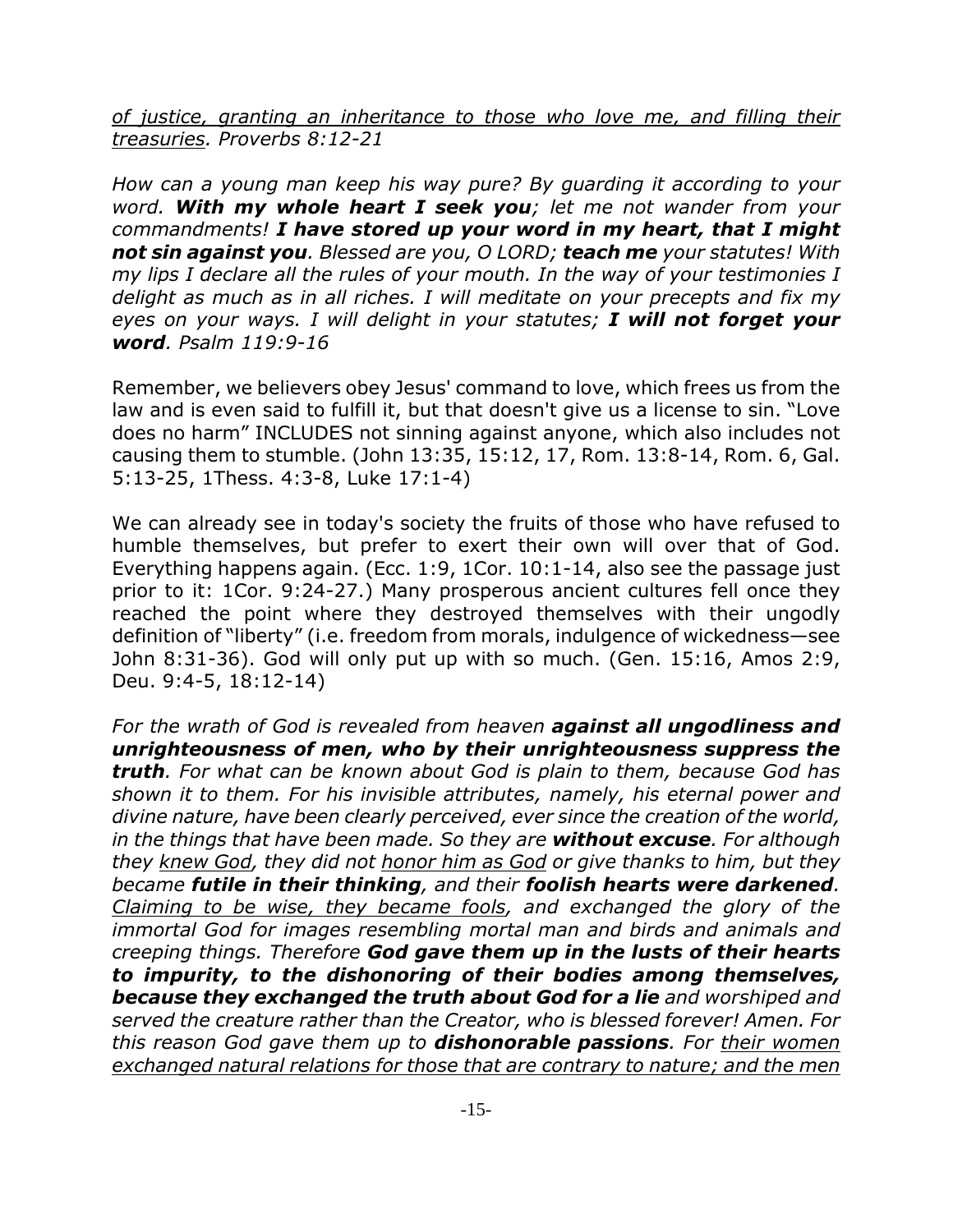*<u>of justice, granting an inheritance to those who love me, and filling their treasuries</u>. Proverbs 8:12-21*

*How can a young man keep his way pure? By guarding it according to your word.* ***With my whole heart I seek you****; let me not wander from your commandments!* ***I have stored up your word in my heart, that I might not sin against you****. Blessed are you, O LORD;* ***teach me*** *your statutes! With my lips I declare all the rules of your mouth. In the way of your testimonies I delight as much as in all riches. I will meditate on your precepts and fix my eyes on your ways. I will delight in your statutes;* ***I will not forget your word****. Psalm 119:9-16*

Remember, we believers obey Jesus' command to love, which frees us from the law and is even said to fulfill it, but that doesn't give us a license to sin. "Love does no harm" INCLUDES not sinning against anyone, which also includes not causing them to stumble. (John 13:35, 15:12, 17, Rom. 13:8-14, Rom. 6, Gal. 5:13-25, 1Thess. 4:3-8, Luke 17:1-4)

We can already see in today's society the fruits of those who have refused to humble themselves, but prefer to exert their own will over that of God. Everything happens again. (Ecc. 1:9, 1Cor. 10:1-14, also see the passage just prior to it: 1Cor. 9:24-27.) Many prosperous ancient cultures fell once they reached the point where they destroyed themselves with their ungodly definition of "liberty" (i.e. freedom from morals, indulgence of wickedness—see John 8:31-36). God will only put up with so much. (Gen. 15:16, Amos 2:9, Deu. 9:4-5, 18:12-14)

*For the wrath of God is revealed from heaven* ***against all ungodliness and unrighteousness of men, who by their unrighteousness suppress the truth****. For what can be known about God is plain to them, because God has shown it to them. For his invisible attributes, namely, his eternal power and divine nature, have been clearly perceived, ever since the creation of the world, in the things that have been made. So they are* ***without excuse****. For although they <u>knew God</u>, they did not <u>honor him as God</u> or give thanks to him, but they became* ***futile in their thinking****, and their* ***foolish hearts were darkened****. <u>Claiming to be wise, they became fools</u>, and exchanged the glory of the immortal God for images resembling mortal man and birds and animals and creeping things. Therefore* ***God gave them up in the lusts of their hearts to impurity, to the dishonoring of their bodies among themselves, because they exchanged the truth about God for a lie*** *and worshiped and served the creature rather than the Creator, who is blessed forever! Amen. For this reason God gave them up to* ***dishonorable passions****. For <u>their women exchanged natural relations for those that are contrary to nature; and the men</u>*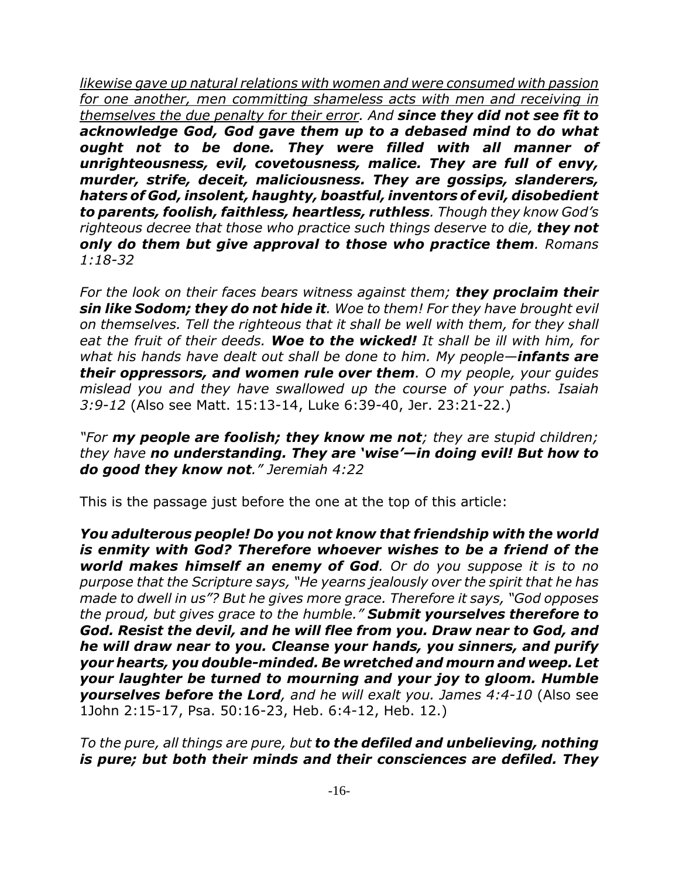*<u>likewise gave up natural relations with women and were consumed with passion for one another, men committing shameless acts with men and receiving in themselves the due penalty for their error</u>. And **since they did not see fit to acknowledge God, God gave them up to a debased mind to do what ought not to be done. They were filled with all manner of unrighteousness, evil, covetousness, malice. They are full of envy, murder, strife, deceit, maliciousness. They are gossips, slanderers, haters of God, insolent, haughty, boastful, inventors of evil, disobedient to parents, foolish, faithless, heartless, ruthless**. Though they know God's righteous decree that those who practice such things deserve to die, **they not only do them but give approval to those who practice them**. Romans 1:18-32*

*For the look on their faces bears witness against them; **they proclaim their sin like Sodom; they do not hide it**. Woe to them! For they have brought evil on themselves. Tell the righteous that it shall be well with them, for they shall eat the fruit of their deeds. **Woe to the wicked!** It shall be ill with him, for what his hands have dealt out shall be done to him. My people—**infants are their oppressors, and women rule over them**. O my people, your guides mislead you and they have swallowed up the course of your paths. Isaiah 3:9-12* (Also see Matt. 15:13-14, Luke 6:39-40, Jer. 23:21-22.)

*"For **my people are foolish; they know me not**; they are stupid children; they have **no understanding. They are 'wise'—in doing evil! But how to do good they know not**." Jeremiah 4:22*

This is the passage just before the one at the top of this article:

***You adulterous people! Do you not know that friendship with the world is enmity with God? Therefore whoever wishes to be a friend of the world makes himself an enemy of God**. Or do you suppose it is to no purpose that the Scripture says, "He yearns jealously over the spirit that he has made to dwell in us"? But he gives more grace. Therefore it says, "God opposes the proud, but gives grace to the humble." **Submit yourselves therefore to God. Resist the devil, and he will flee from you. Draw near to God, and he will draw near to you. Cleanse your hands, you sinners, and purify your hearts, you double-minded. Be wretched and mourn and weep. Let your laughter be turned to mourning and your joy to gloom. Humble yourselves before the Lord**, and he will exalt you. James 4:4-10* (Also see 1John 2:15-17, Psa. 50:16-23, Heb. 6:4-12, Heb. 12.)

*To the pure, all things are pure, but **to the defiled and unbelieving, nothing is pure; but both their minds and their consciences are defiled. They***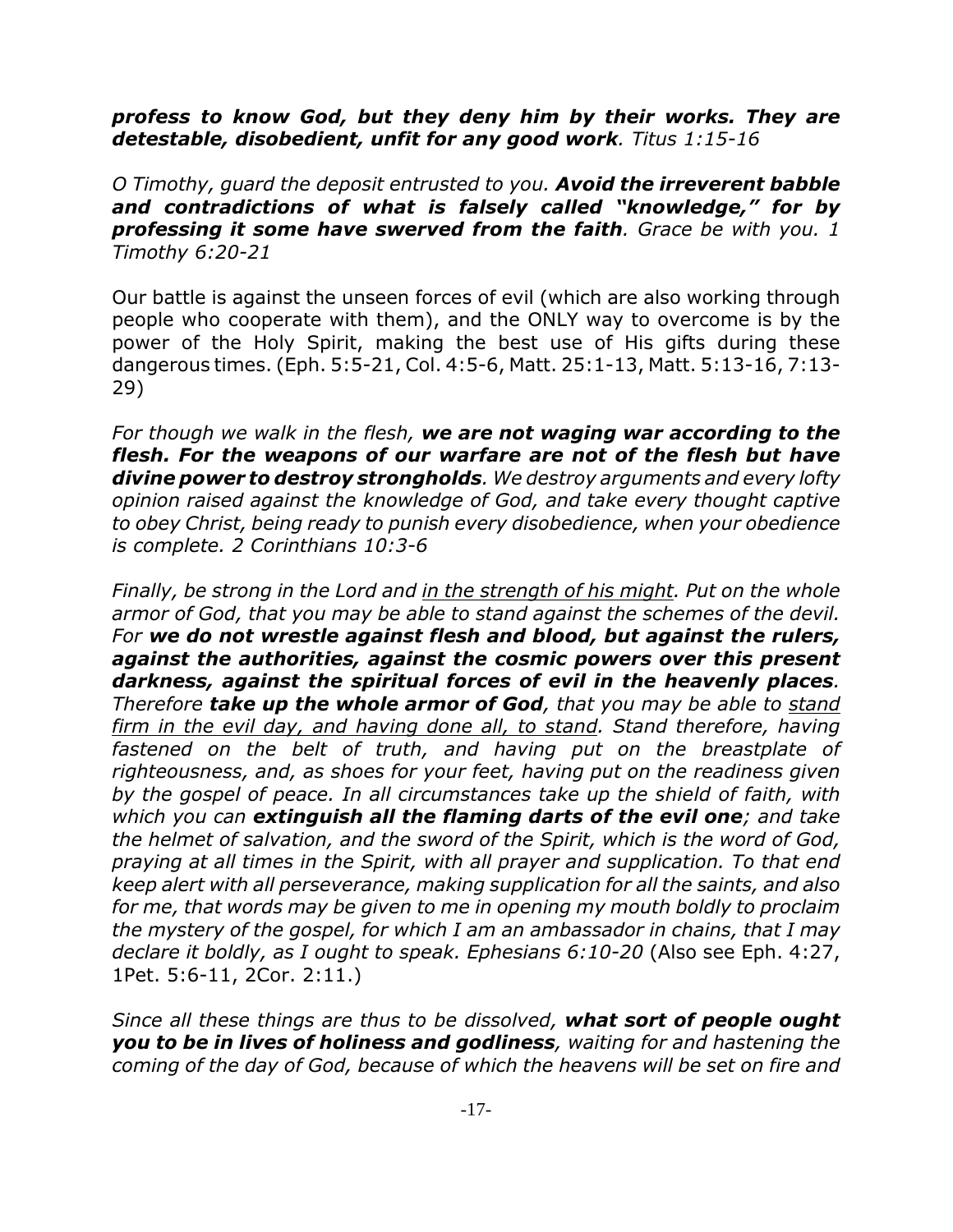*profess to know God, but they deny him by their works. They are detestable, disobedient, unfit for any good work. Titus 1:15-16*

*O Timothy, guard the deposit entrusted to you.* ***Avoid the irreverent babble and contradictions of what is falsely called "knowledge," for by professing it some have swerved from the faith****. Grace be with you. 1 Timothy 6:20-21*

Our battle is against the unseen forces of evil (which are also working through people who cooperate with them), and the ONLY way to overcome is by the power of the Holy Spirit, making the best use of His gifts during these dangerous times. (Eph. 5:5-21, Col. 4:5-6, Matt. 25:1-13, Matt. 5:13-16, 7:13-29)

*For though we walk in the flesh,* ***we are not waging war according to the flesh. For the weapons of our warfare are not of the flesh but have divine power to destroy strongholds****. We destroy arguments and every lofty opinion raised against the knowledge of God, and take every thought captive to obey Christ, being ready to punish every disobedience, when your obedience is complete. 2 Corinthians 10:3-6*

*Finally, be strong in the Lord and <u>in the strength of his might</u>. Put on the whole armor of God, that you may be able to stand against the schemes of the devil. For* ***we do not wrestle against flesh and blood, but against the rulers, against the authorities, against the cosmic powers over this present darkness, against the spiritual forces of evil in the heavenly places****. Therefore* ***take up the whole armor of God****, that you may be able to <u>stand firm in the evil day, and having done all, to stand</u>. Stand therefore, having fastened on the belt of truth, and having put on the breastplate of righteousness, and, as shoes for your feet, having put on the readiness given by the gospel of peace. In all circumstances take up the shield of faith, with which you can* ***extinguish all the flaming darts of the evil one****; and take the helmet of salvation, and the sword of the Spirit, which is the word of God, praying at all times in the Spirit, with all prayer and supplication. To that end keep alert with all perseverance, making supplication for all the saints, and also for me, that words may be given to me in opening my mouth boldly to proclaim the mystery of the gospel, for which I am an ambassador in chains, that I may declare it boldly, as I ought to speak. Ephesians 6:10-20* (Also see Eph. 4:27, 1Pet. 5:6-11, 2Cor. 2:11.)

*Since all these things are thus to be dissolved,* ***what sort of people ought you to be in lives of holiness and godliness****, waiting for and hastening the coming of the day of God, because of which the heavens will be set on fire and*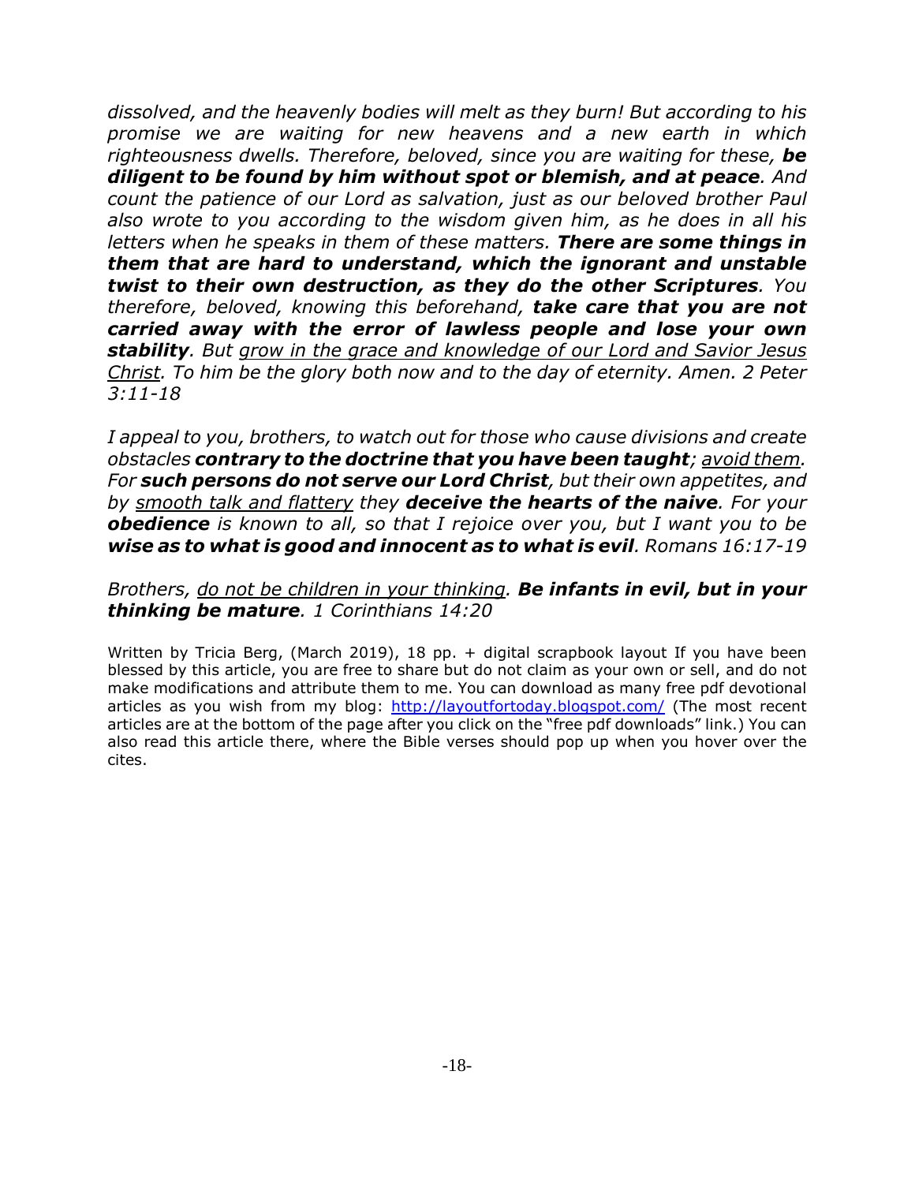*dissolved, and the heavenly bodies will melt as they burn! But according to his promise we are waiting for new heavens and a new earth in which righteousness dwells. Therefore, beloved, since you are waiting for these,* ***be diligent to be found by him without spot or blemish, and at peace****. And count the patience of our Lord as salvation, just as our beloved brother Paul also wrote to you according to the wisdom given him, as he does in all his letters when he speaks in them of these matters.* ***There are some things in them that are hard to understand, which the ignorant and unstable twist to their own destruction, as they do the other Scriptures****. You therefore, beloved, knowing this beforehand,* ***take care that you are not carried away with the error of lawless people and lose your own stability****. But <u>grow in the grace and knowledge of our Lord and Savior Jesus Christ</u>. To him be the glory both now and to the day of eternity. Amen. 2 Peter 3:11-18*

*I appeal to you, brothers, to watch out for those who cause divisions and create obstacles* ***contrary to the doctrine that you have been taught****; <u>avoid them</u>. For* ***such persons do not serve our Lord Christ****, but their own appetites, and by <u>smooth talk and flattery</u> they* ***deceive the hearts of the naive****. For your* ***obedience*** *is known to all, so that I rejoice over you, but I want you to be* ***wise as to what is good and innocent as to what is evil****. Romans 16:17-19*

*Brothers, <u>do not be children in your thinking</u>.* ***Be infants in evil, but in your thinking be mature****. 1 Corinthians 14:20*

Written by Tricia Berg, (March 2019), 18 pp. + digital scrapbook layout If you have been blessed by this article, you are free to share but do not claim as your own or sell, and do not make modifications and attribute them to me. You can download as many free pdf devotional articles as you wish from my blog: http://layoutfortoday.blogspot.com/ (The most recent articles are at the bottom of the page after you click on the "free pdf downloads" link.) You can also read this article there, where the Bible verses should pop up when you hover over the cites.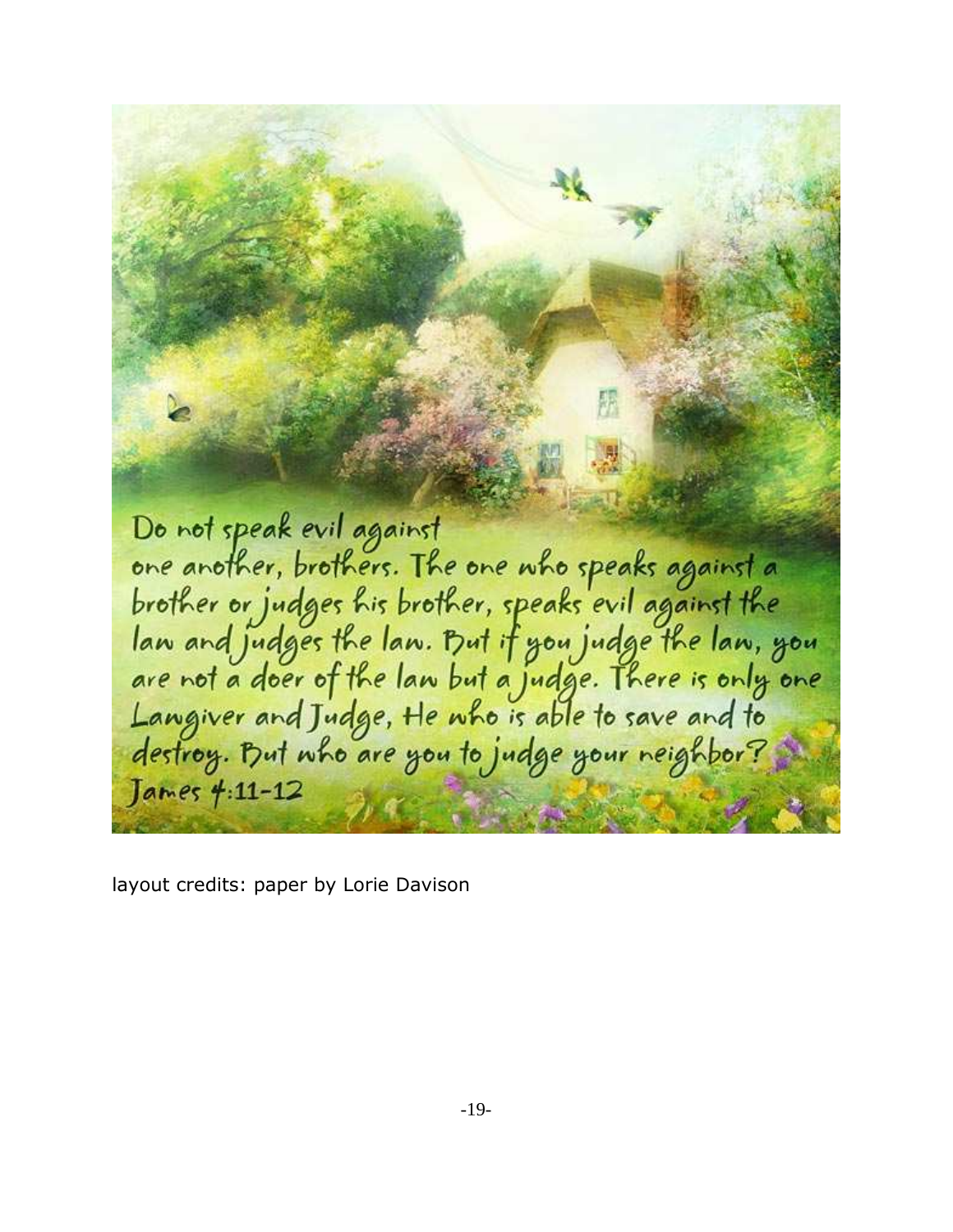Do not speak evil against one another, brothers. The one who speaks against a brother or judges his brother, speaks evil against the law and judges the law. But if you judge the law, you are not a doer of the law but a judge. There is only one Lawgiver and Judge, He who is able to save and to destroy. But who are you to judge your neighbor?
James 4:11-12

layout credits: paper by Lorie Davison